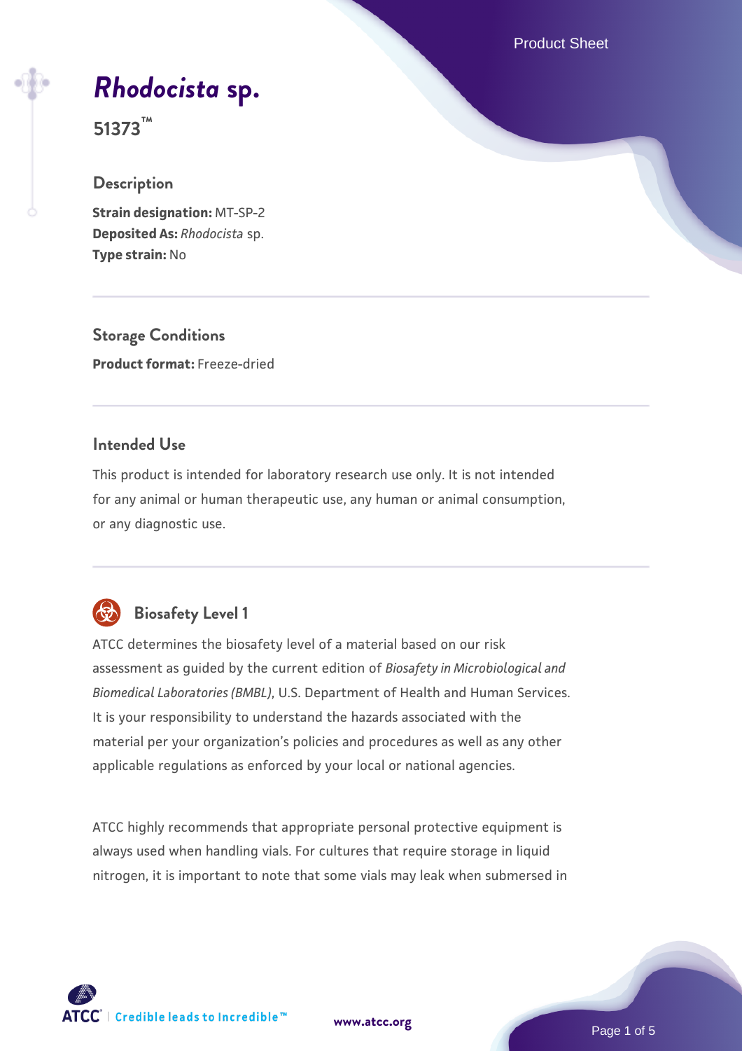# *Rhodocista* sp.

**51373™**

## Description

**Strain designation:** MT-SP-2
**Deposited As:** *Rhodocista* sp.
**Type strain:** No

## Storage Conditions

**Product format:** Freeze-dried

## Intended Use

This product is intended for laboratory research use only. It is not intended for any animal or human therapeutic use, any human or animal consumption, or any diagnostic use.

## Biosafety Level 1

ATCC determines the biosafety level of a material based on our risk assessment as guided by the current edition of *Biosafety in Microbiological and Biomedical Laboratories (BMBL)*, U.S. Department of Health and Human Services. It is your responsibility to understand the hazards associated with the material per your organization's policies and procedures as well as any other applicable regulations as enforced by your local or national agencies.

ATCC highly recommends that appropriate personal protective equipment is always used when handling vials. For cultures that require storage in liquid nitrogen, it is important to note that some vials may leak when submersed in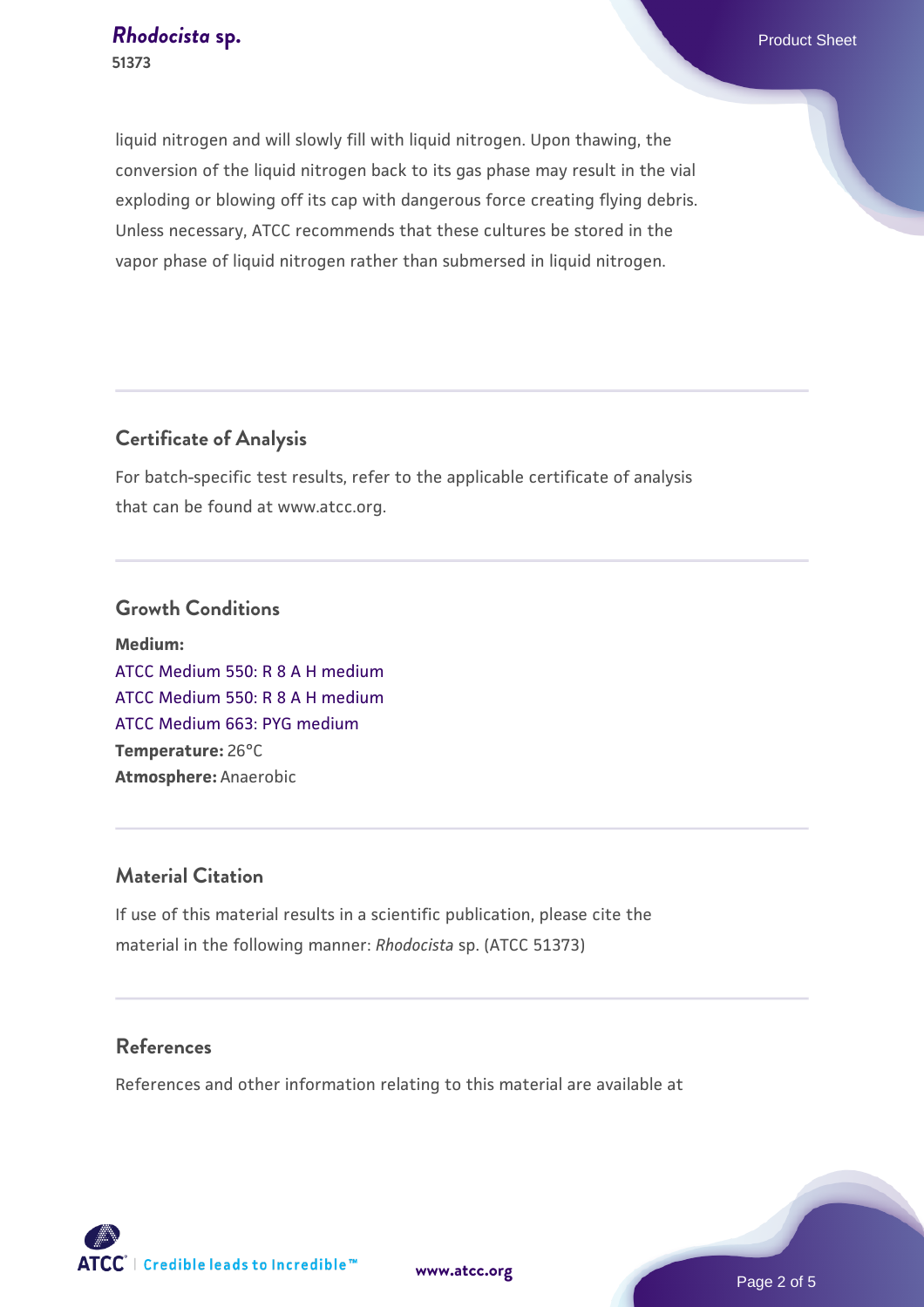liquid nitrogen and will slowly fill with liquid nitrogen. Upon thawing, the conversion of the liquid nitrogen back to its gas phase may result in the vial exploding or blowing off its cap with dangerous force creating flying debris. Unless necessary, ATCC recommends that these cultures be stored in the vapor phase of liquid nitrogen rather than submersed in liquid nitrogen.

## Certificate of Analysis

For batch-specific test results, refer to the applicable certificate of analysis that can be found at www.atcc.org.

## Growth Conditions

**Medium:**
ATCC Medium 550: R 8 A H medium
ATCC Medium 550: R 8 A H medium
ATCC Medium 663: PYG medium
**Temperature:** 26°C
**Atmosphere:** Anaerobic

## Material Citation

If use of this material results in a scientific publication, please cite the material in the following manner: *Rhodocista* sp. (ATCC 51373)

## References

References and other information relating to this material are available at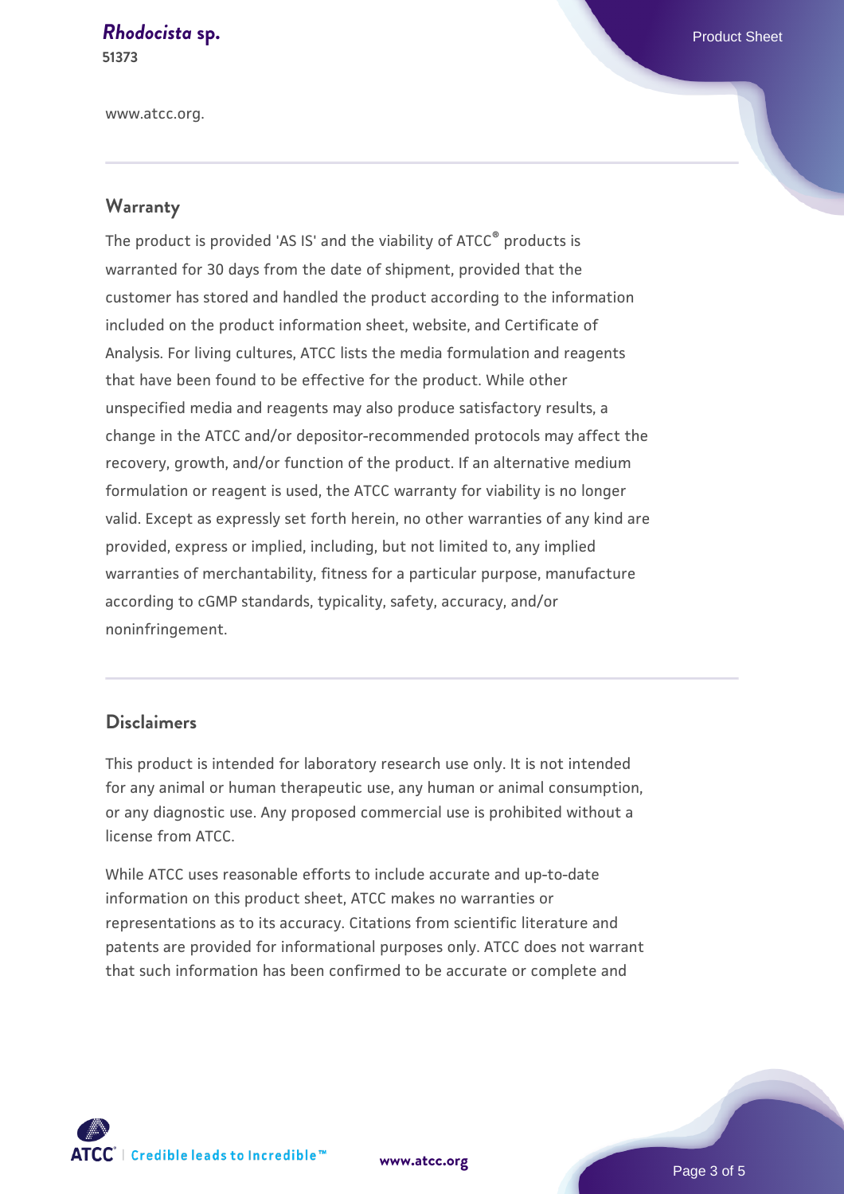www.atcc.org.

## Warranty

The product is provided 'AS IS' and the viability of ATCC® products is warranted for 30 days from the date of shipment, provided that the customer has stored and handled the product according to the information included on the product information sheet, website, and Certificate of Analysis. For living cultures, ATCC lists the media formulation and reagents that have been found to be effective for the product. While other unspecified media and reagents may also produce satisfactory results, a change in the ATCC and/or depositor-recommended protocols may affect the recovery, growth, and/or function of the product. If an alternative medium formulation or reagent is used, the ATCC warranty for viability is no longer valid. Except as expressly set forth herein, no other warranties of any kind are provided, express or implied, including, but not limited to, any implied warranties of merchantability, fitness for a particular purpose, manufacture according to cGMP standards, typicality, safety, accuracy, and/or noninfringement.

## Disclaimers

This product is intended for laboratory research use only. It is not intended for any animal or human therapeutic use, any human or animal consumption, or any diagnostic use. Any proposed commercial use is prohibited without a license from ATCC.

While ATCC uses reasonable efforts to include accurate and up-to-date information on this product sheet, ATCC makes no warranties or representations as to its accuracy. Citations from scientific literature and patents are provided for informational purposes only. ATCC does not warrant that such information has been confirmed to be accurate or complete and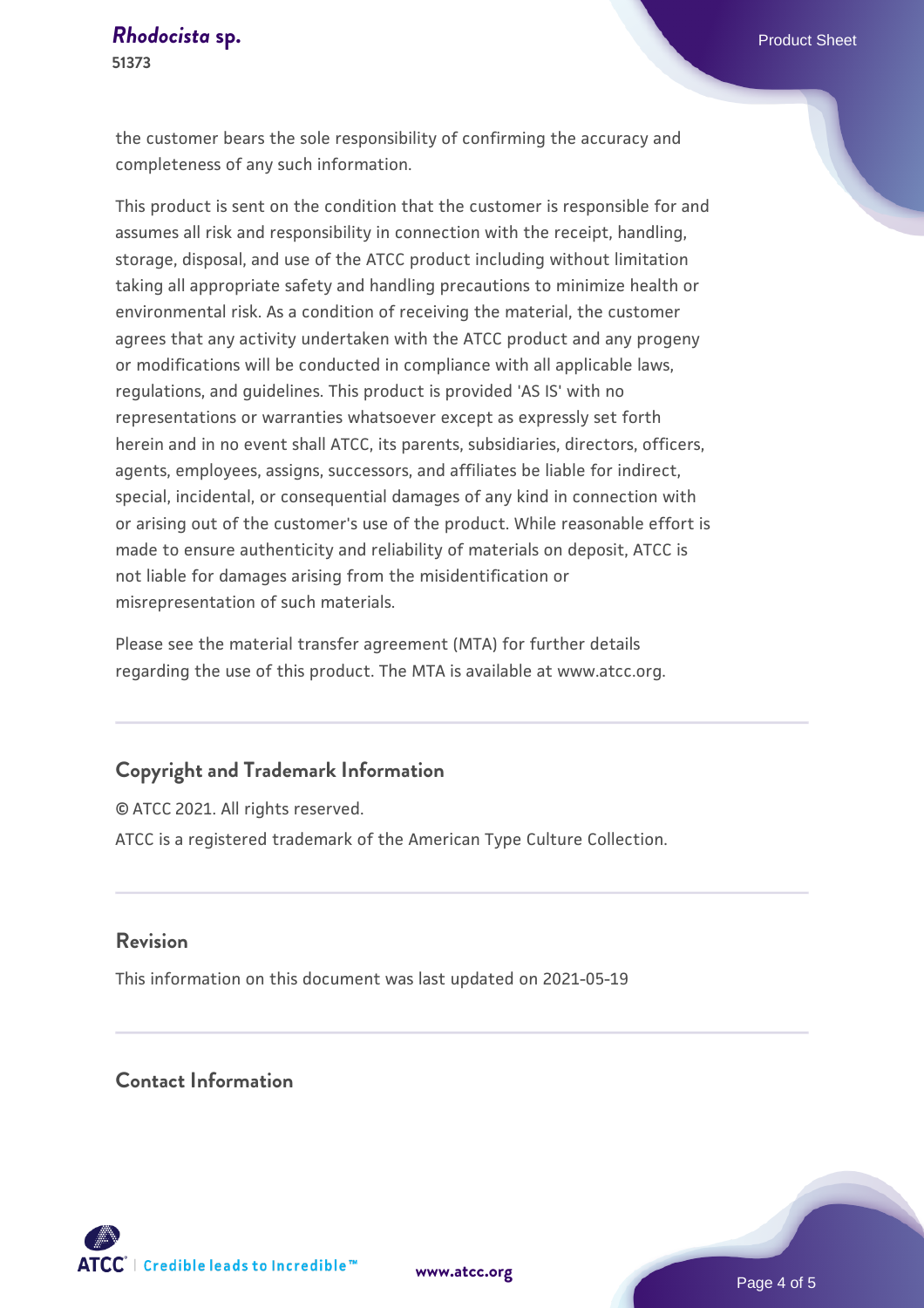the customer bears the sole responsibility of confirming the accuracy and completeness of any such information.

This product is sent on the condition that the customer is responsible for and assumes all risk and responsibility in connection with the receipt, handling, storage, disposal, and use of the ATCC product including without limitation taking all appropriate safety and handling precautions to minimize health or environmental risk. As a condition of receiving the material, the customer agrees that any activity undertaken with the ATCC product and any progeny or modifications will be conducted in compliance with all applicable laws, regulations, and guidelines. This product is provided 'AS IS' with no representations or warranties whatsoever except as expressly set forth herein and in no event shall ATCC, its parents, subsidiaries, directors, officers, agents, employees, assigns, successors, and affiliates be liable for indirect, special, incidental, or consequential damages of any kind in connection with or arising out of the customer's use of the product. While reasonable effort is made to ensure authenticity and reliability of materials on deposit, ATCC is not liable for damages arising from the misidentification or misrepresentation of such materials.

Please see the material transfer agreement (MTA) for further details regarding the use of this product. The MTA is available at www.atcc.org.

## Copyright and Trademark Information

© ATCC 2021. All rights reserved.

ATCC is a registered trademark of the American Type Culture Collection.

## Revision

This information on this document was last updated on 2021-05-19

## Contact Information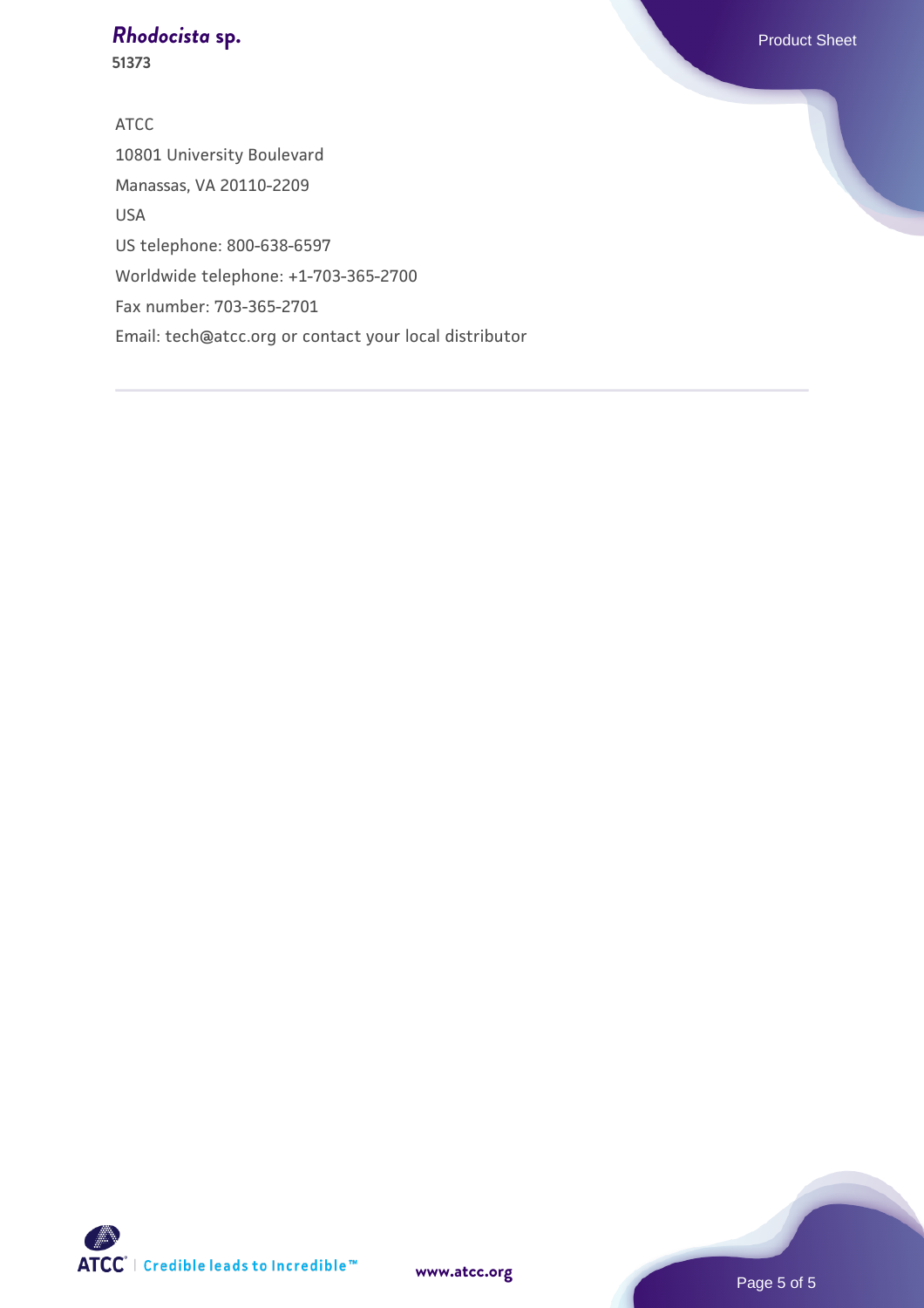ATCC

10801 University Boulevard

Manassas, VA 20110-2209

USA

US telephone: 800-638-6597

Worldwide telephone: +1-703-365-2700

Fax number: 703-365-2701

Email: tech@atcc.org or contact your local distributor